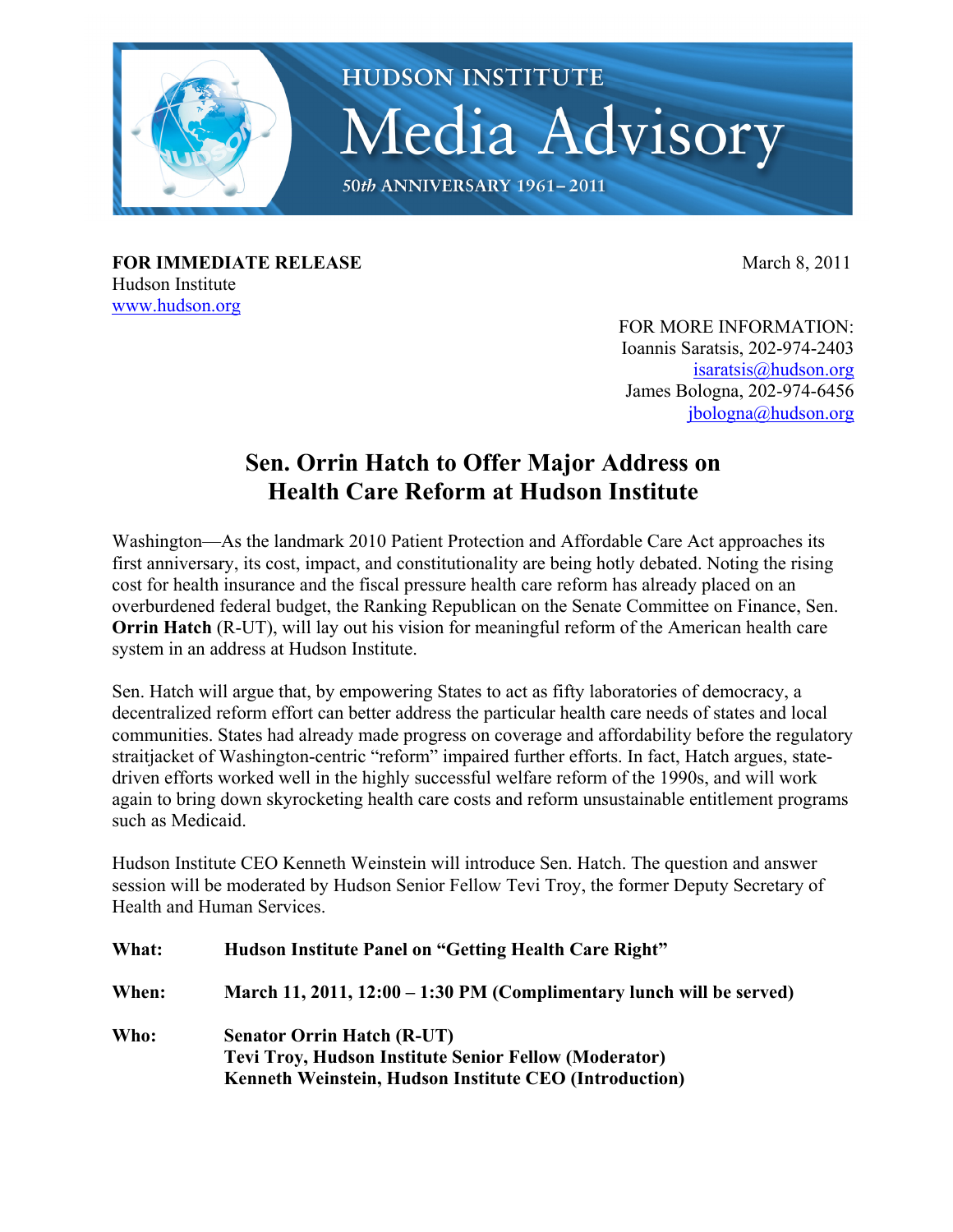HUDSON INSTITUTE

# Media Advisory

50*th* ANNIVERSARY 1961–2011

**FOR IMMEDIATE RELEASE**
Hudson Institute
www.hudson.org

March 8, 2011

FOR MORE INFORMATION:
Ioannis Saratsis, 202-974-2403
isaratsis@hudson.org
James Bologna, 202-974-6456
jbologna@hudson.org

## Sen. Orrin Hatch to Offer Major Address on Health Care Reform at Hudson Institute

Washington—As the landmark 2010 Patient Protection and Affordable Care Act approaches its first anniversary, its cost, impact, and constitutionality are being hotly debated. Noting the rising cost for health insurance and the fiscal pressure health care reform has already placed on an overburdened federal budget, the Ranking Republican on the Senate Committee on Finance, Sen. **Orrin Hatch** (R-UT), will lay out his vision for meaningful reform of the American health care system in an address at Hudson Institute.

Sen. Hatch will argue that, by empowering States to act as fifty laboratories of democracy, a decentralized reform effort can better address the particular health care needs of states and local communities. States had already made progress on coverage and affordability before the regulatory straitjacket of Washington-centric "reform" impaired further efforts. In fact, Hatch argues, state-driven efforts worked well in the highly successful welfare reform of the 1990s, and will work again to bring down skyrocketing health care costs and reform unsustainable entitlement programs such as Medicaid.

Hudson Institute CEO Kenneth Weinstein will introduce Sen. Hatch. The question and answer session will be moderated by Hudson Senior Fellow Tevi Troy, the former Deputy Secretary of Health and Human Services.

**What:** **Hudson Institute Panel on "Getting Health Care Right"**

**When:** **March 11, 2011, 12:00 – 1:30 PM (Complimentary lunch will be served)**

**Who:** **Senator Orrin Hatch (R-UT)**
**Tevi Troy, Hudson Institute Senior Fellow (Moderator)**
**Kenneth Weinstein, Hudson Institute CEO (Introduction)**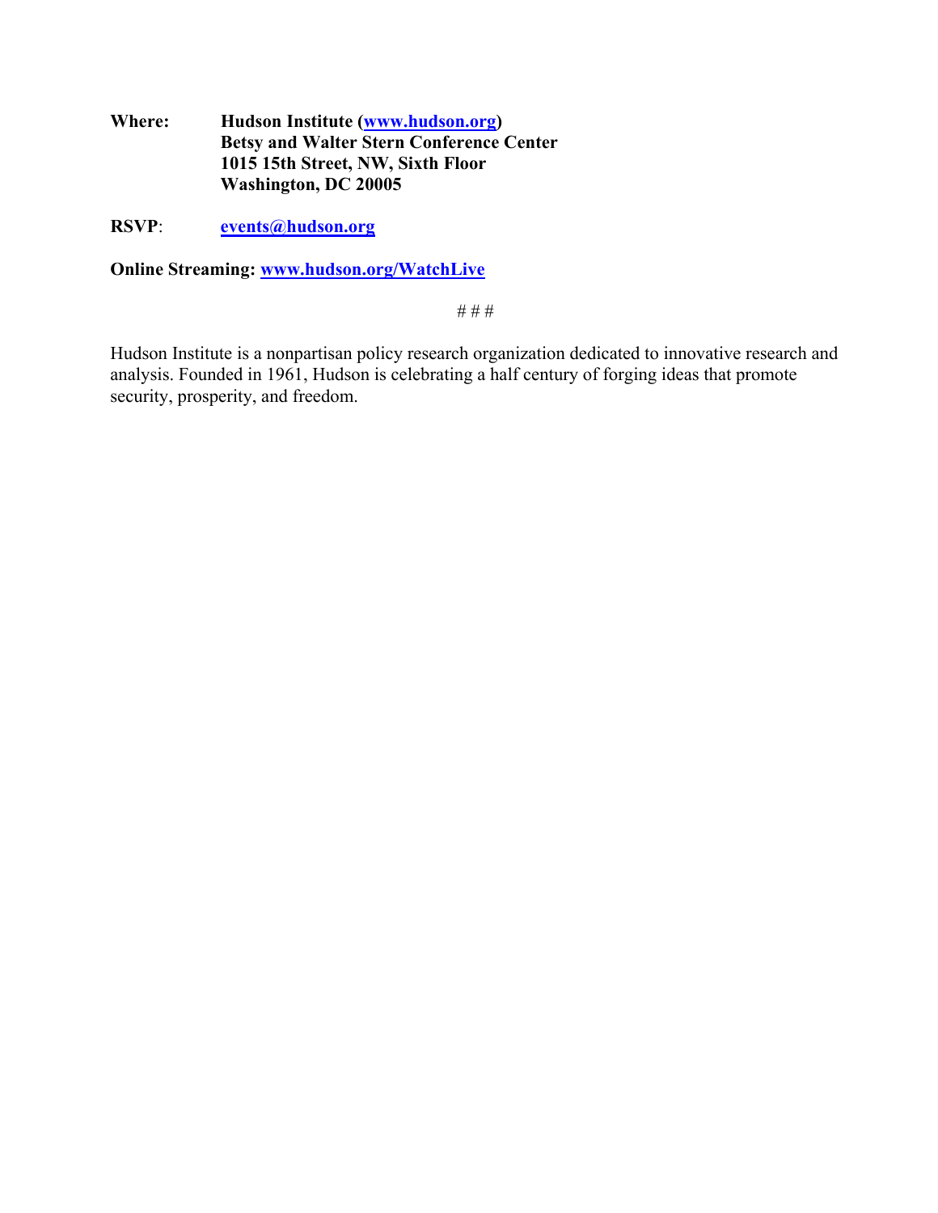**Where:** **Hudson Institute (www.hudson.org)**
**Betsy and Walter Stern Conference Center**
**1015 15th Street, NW, Sixth Floor**
**Washington, DC 20005**

**RSVP**: **events@hudson.org**

**Online Streaming: www.hudson.org/WatchLive**

# # #

Hudson Institute is a nonpartisan policy research organization dedicated to innovative research and analysis. Founded in 1961, Hudson is celebrating a half century of forging ideas that promote security, prosperity, and freedom.